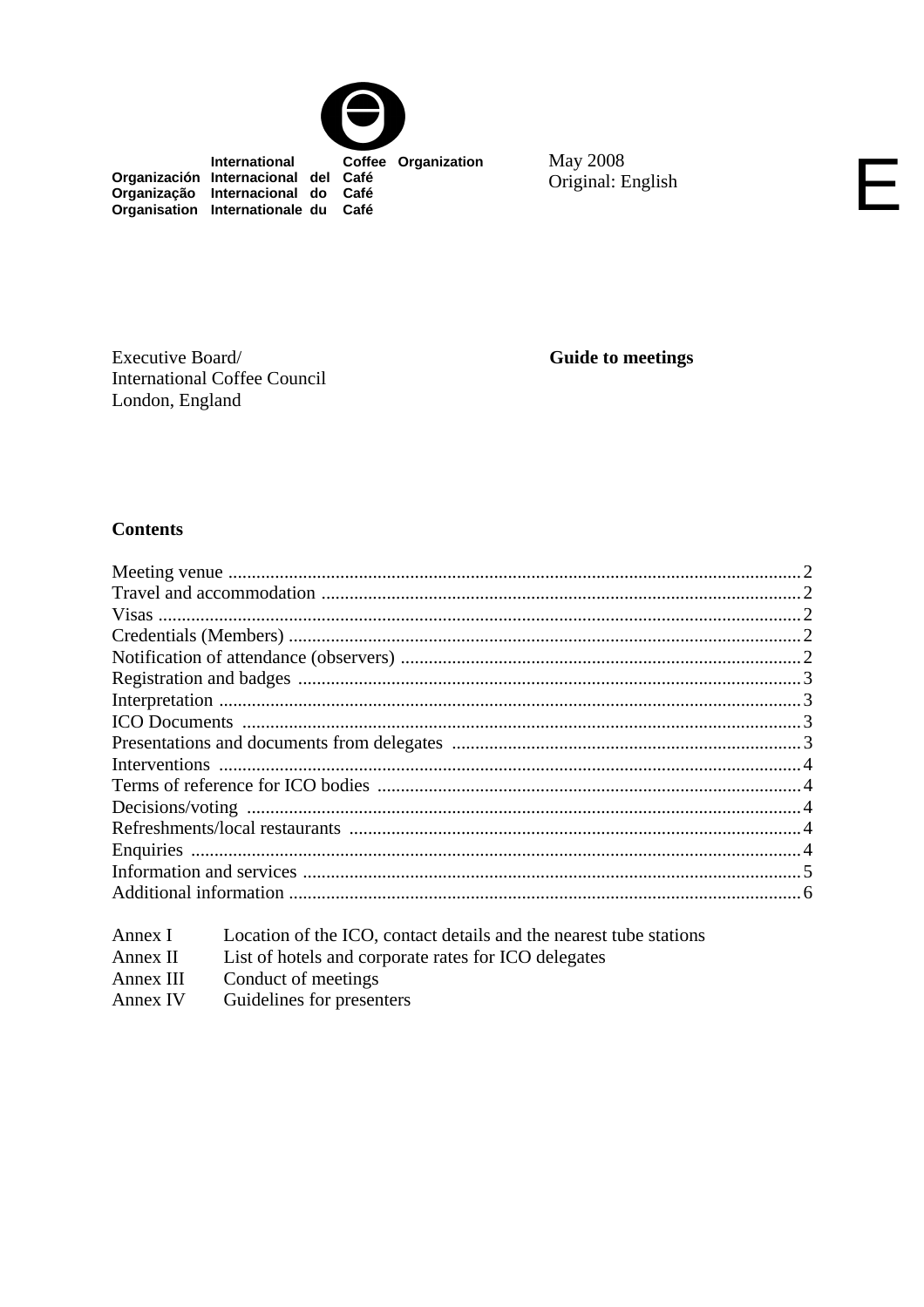International Coffee Organization
Organización Internacional del Café
Organização Internacional do Café
Organisation Internationale du Café

May 2008
Original: English

E

Executive Board/
International Coffee Council
London, England

**Guide to meetings**

## Contents

| | |
|---|---|
| Meeting venue | 2 |
| Travel and accommodation | 2 |
| Visas | 2 |
| Credentials (Members) | 2 |
| Notification of attendance (observers) | 2 |
| Registration and badges | 3 |
| Interpretation | 3 |
| ICO Documents | 3 |
| Presentations and documents from delegates | 3 |
| Interventions | 4 |
| Terms of reference for ICO bodies | 4 |
| Decisions/voting | 4 |
| Refreshments/local restaurants | 4 |
| Enquiries | 4 |
| Information and services | 5 |
| Additional information | 6 |

| | |
|---|---|
| Annex I | Location of the ICO, contact details and the nearest tube stations |
| Annex II | List of hotels and corporate rates for ICO delegates |
| Annex III | Conduct of meetings |
| Annex IV | Guidelines for presenters |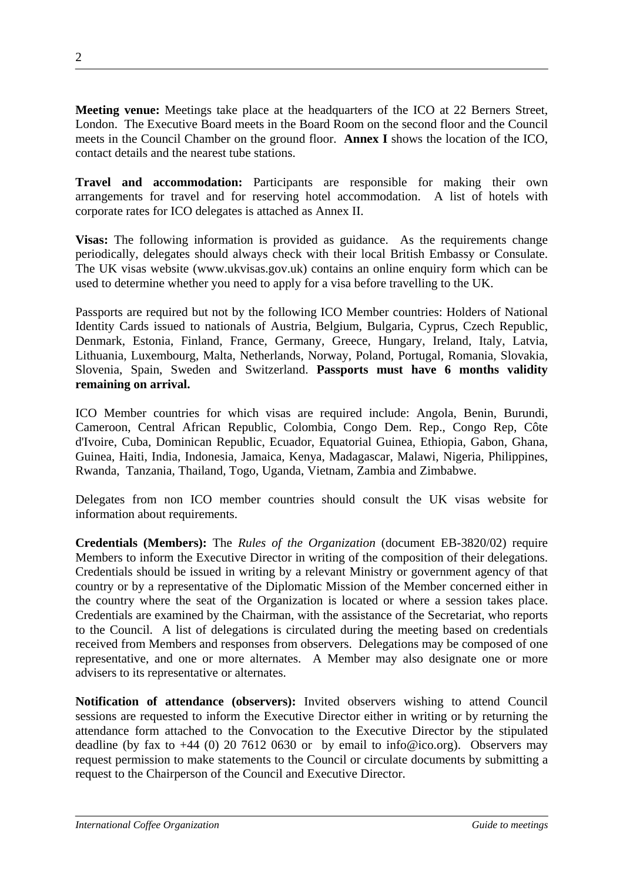**Meeting venue:** Meetings take place at the headquarters of the ICO at 22 Berners Street, London. The Executive Board meets in the Board Room on the second floor and the Council meets in the Council Chamber on the ground floor. **Annex I** shows the location of the ICO, contact details and the nearest tube stations.

**Travel and accommodation:** Participants are responsible for making their own arrangements for travel and for reserving hotel accommodation. A list of hotels with corporate rates for ICO delegates is attached as Annex II.

**Visas:** The following information is provided as guidance. As the requirements change periodically, delegates should always check with their local British Embassy or Consulate. The UK visas website (www.ukvisas.gov.uk) contains an online enquiry form which can be used to determine whether you need to apply for a visa before travelling to the UK.

Passports are required but not by the following ICO Member countries: Holders of National Identity Cards issued to nationals of Austria, Belgium, Bulgaria, Cyprus, Czech Republic, Denmark, Estonia, Finland, France, Germany, Greece, Hungary, Ireland, Italy, Latvia, Lithuania, Luxembourg, Malta, Netherlands, Norway, Poland, Portugal, Romania, Slovakia, Slovenia, Spain, Sweden and Switzerland. **Passports must have 6 months validity remaining on arrival.**

ICO Member countries for which visas are required include: Angola, Benin, Burundi, Cameroon, Central African Republic, Colombia, Congo Dem. Rep., Congo Rep, Côte d'Ivoire, Cuba, Dominican Republic, Ecuador, Equatorial Guinea, Ethiopia, Gabon, Ghana, Guinea, Haiti, India, Indonesia, Jamaica, Kenya, Madagascar, Malawi, Nigeria, Philippines, Rwanda, Tanzania, Thailand, Togo, Uganda, Vietnam, Zambia and Zimbabwe.

Delegates from non ICO member countries should consult the UK visas website for information about requirements.

**Credentials (Members):** The *Rules of the Organization* (document EB-3820/02) require Members to inform the Executive Director in writing of the composition of their delegations. Credentials should be issued in writing by a relevant Ministry or government agency of that country or by a representative of the Diplomatic Mission of the Member concerned either in the country where the seat of the Organization is located or where a session takes place. Credentials are examined by the Chairman, with the assistance of the Secretariat, who reports to the Council. A list of delegations is circulated during the meeting based on credentials received from Members and responses from observers. Delegations may be composed of one representative, and one or more alternates. A Member may also designate one or more advisers to its representative or alternates.

**Notification of attendance (observers):** Invited observers wishing to attend Council sessions are requested to inform the Executive Director either in writing or by returning the attendance form attached to the Convocation to the Executive Director by the stipulated deadline (by fax to +44 (0) 20 7612 0630 or by email to info@ico.org). Observers may request permission to make statements to the Council or circulate documents by submitting a request to the Chairperson of the Council and Executive Director.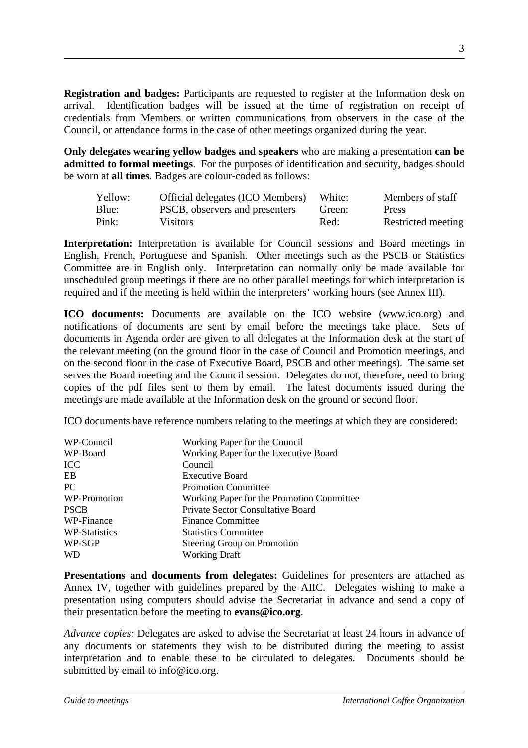**Registration and badges:** Participants are requested to register at the Information desk on arrival. Identification badges will be issued at the time of registration on receipt of credentials from Members or written communications from observers in the case of the Council, or attendance forms in the case of other meetings organized during the year.

**Only delegates wearing yellow badges and speakers** who are making a presentation **can be admitted to formal meetings**. For the purposes of identification and security, badges should be worn at **all times**. Badges are colour-coded as follows:

| | | | |
|---|---|---|---|
| Yellow: | Official delegates (ICO Members) | White: | Members of staff |
| Blue: | PSCB, observers and presenters | Green: | Press |
| Pink: | Visitors | Red: | Restricted meeting |

**Interpretation:** Interpretation is available for Council sessions and Board meetings in English, French, Portuguese and Spanish. Other meetings such as the PSCB or Statistics Committee are in English only. Interpretation can normally only be made available for unscheduled group meetings if there are no other parallel meetings for which interpretation is required and if the meeting is held within the interpreters' working hours (see Annex III).

**ICO documents:** Documents are available on the ICO website (www.ico.org) and notifications of documents are sent by email before the meetings take place. Sets of documents in Agenda order are given to all delegates at the Information desk at the start of the relevant meeting (on the ground floor in the case of Council and Promotion meetings, and on the second floor in the case of Executive Board, PSCB and other meetings). The same set serves the Board meeting and the Council session. Delegates do not, therefore, need to bring copies of the pdf files sent to them by email. The latest documents issued during the meetings are made available at the Information desk on the ground or second floor.

ICO documents have reference numbers relating to the meetings at which they are considered:

| | |
|---|---|
| WP-Council | Working Paper for the Council |
| WP-Board | Working Paper for the Executive Board |
| ICC | Council |
| EB | Executive Board |
| PC | Promotion Committee |
| WP-Promotion | Working Paper for the Promotion Committee |
| PSCB | Private Sector Consultative Board |
| WP-Finance | Finance Committee |
| WP-Statistics | Statistics Committee |
| WP-SGP | Steering Group on Promotion |
| WD | Working Draft |

**Presentations and documents from delegates:** Guidelines for presenters are attached as Annex IV, together with guidelines prepared by the AIIC. Delegates wishing to make a presentation using computers should advise the Secretariat in advance and send a copy of their presentation before the meeting to **evans@ico.org**.

*Advance copies:* Delegates are asked to advise the Secretariat at least 24 hours in advance of any documents or statements they wish to be distributed during the meeting to assist interpretation and to enable these to be circulated to delegates. Documents should be submitted by email to info@ico.org.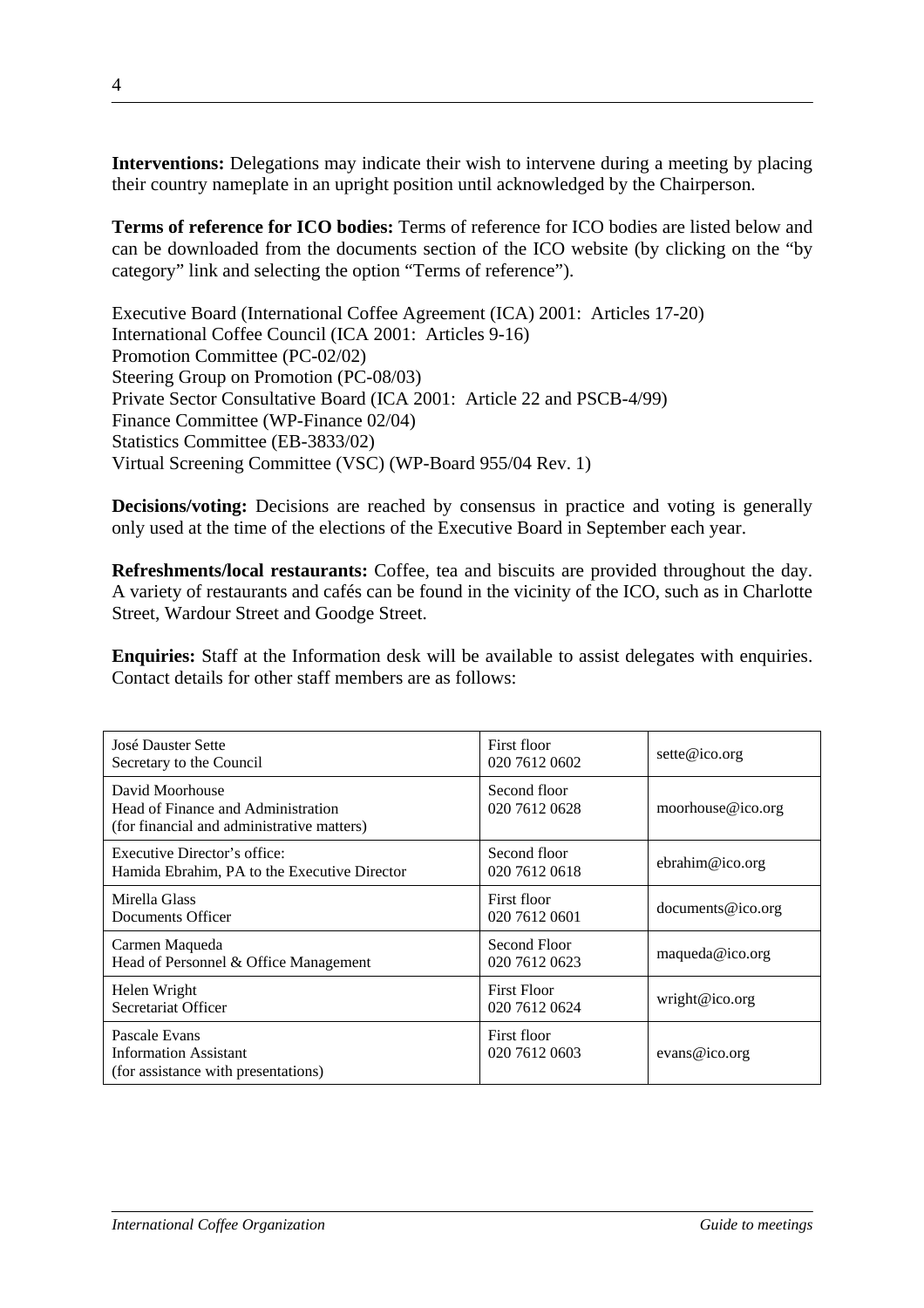**Interventions:** Delegations may indicate their wish to intervene during a meeting by placing their country nameplate in an upright position until acknowledged by the Chairperson.

**Terms of reference for ICO bodies:** Terms of reference for ICO bodies are listed below and can be downloaded from the documents section of the ICO website (by clicking on the "by category" link and selecting the option "Terms of reference").

Executive Board (International Coffee Agreement (ICA) 2001: Articles 17-20)
International Coffee Council (ICA 2001: Articles 9-16)
Promotion Committee (PC-02/02)
Steering Group on Promotion (PC-08/03)
Private Sector Consultative Board (ICA 2001: Article 22 and PSCB-4/99)
Finance Committee (WP-Finance 02/04)
Statistics Committee (EB-3833/02)
Virtual Screening Committee (VSC) (WP-Board 955/04 Rev. 1)

**Decisions/voting:** Decisions are reached by consensus in practice and voting is generally only used at the time of the elections of the Executive Board in September each year.

**Refreshments/local restaurants:** Coffee, tea and biscuits are provided throughout the day. A variety of restaurants and cafés can be found in the vicinity of the ICO, such as in Charlotte Street, Wardour Street and Goodge Street.

**Enquiries:** Staff at the Information desk will be available to assist delegates with enquiries. Contact details for other staff members are as follows:

| | | |
|---|---|---|
| José Dauster Sette<br>Secretary to the Council | First floor<br>020 7612 0602 | sette@ico.org |
| David Moorhouse<br>Head of Finance and Administration<br>(for financial and administrative matters) | Second floor<br>020 7612 0628 | moorhouse@ico.org |
| Executive Director's office:<br>Hamida Ebrahim, PA to the Executive Director | Second floor<br>020 7612 0618 | ebrahim@ico.org |
| Mirella Glass<br>Documents Officer | First floor<br>020 7612 0601 | documents@ico.org |
| Carmen Maqueda<br>Head of Personnel & Office Management | Second Floor<br>020 7612 0623 | maqueda@ico.org |
| Helen Wright<br>Secretariat Officer | First Floor<br>020 7612 0624 | wright@ico.org |
| Pascale Evans<br>Information Assistant<br>(for assistance with presentations) | First floor<br>020 7612 0603 | evans@ico.org |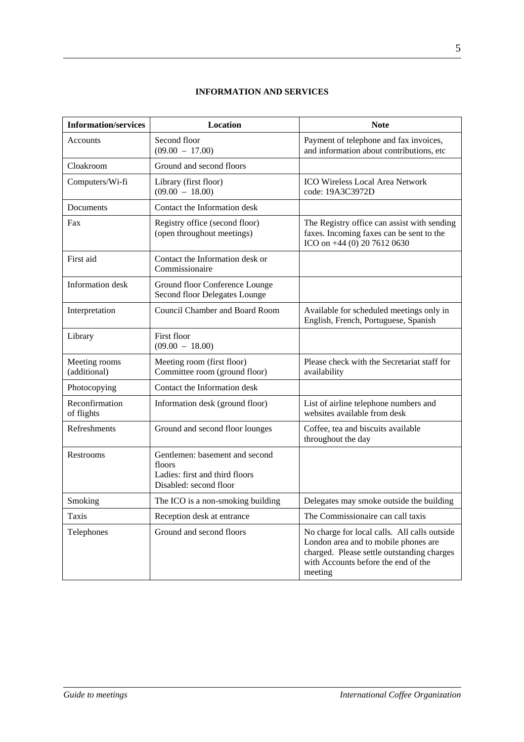# INFORMATION AND SERVICES

| Information/services | Location | Note |
|---|---|---|
| Accounts | Second floor (09.00 – 17.00) | Payment of telephone and fax invoices, and information about contributions, etc |
| Cloakroom | Ground and second floors | |
| Computers/Wi-fi | Library (first floor) (09.00 – 18.00) | ICO Wireless Local Area Network code: 19A3C3972D |
| Documents | Contact the Information desk | |
| Fax | Registry office (second floor) (open throughout meetings) | The Registry office can assist with sending faxes. Incoming faxes can be sent to the ICO on +44 (0) 20 7612 0630 |
| First aid | Contact the Information desk or Commissionaire | |
| Information desk | Ground floor Conference Lounge Second floor Delegates Lounge | |
| Interpretation | Council Chamber and Board Room | Available for scheduled meetings only in English, French, Portuguese, Spanish |
| Library | First floor (09.00 – 18.00) | |
| Meeting rooms (additional) | Meeting room (first floor) Committee room (ground floor) | Please check with the Secretariat staff for availability |
| Photocopying | Contact the Information desk | |
| Reconfirmation of flights | Information desk (ground floor) | List of airline telephone numbers and websites available from desk |
| Refreshments | Ground and second floor lounges | Coffee, tea and biscuits available throughout the day |
| Restrooms | Gentlemen: basement and second floors Ladies: first and third floors Disabled: second floor | |
| Smoking | The ICO is a non-smoking building | Delegates may smoke outside the building |
| Taxis | Reception desk at entrance | The Commissionaire can call taxis |
| Telephones | Ground and second floors | No charge for local calls. All calls outside London area and to mobile phones are charged. Please settle outstanding charges with Accounts before the end of the meeting |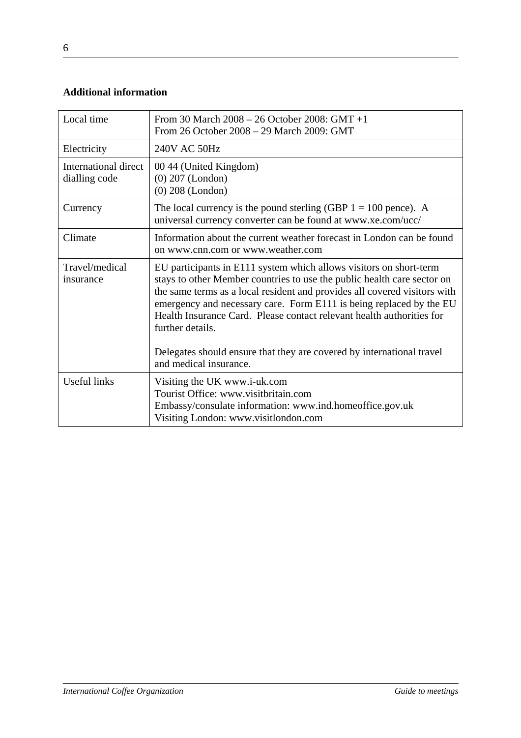**Additional information**

| Local time | From 30 March 2008 – 26 October 2008: GMT +1<br>From 26 October 2008 – 29 March 2009: GMT |
|---|---|
| Electricity | 240V AC 50Hz |
| International direct dialling code | 00 44 (United Kingdom)<br>(0) 207 (London)<br>(0) 208 (London) |
| Currency | The local currency is the pound sterling (GBP 1 = 100 pence). A universal currency converter can be found at www.xe.com/ucc/ |
| Climate | Information about the current weather forecast in London can be found on www.cnn.com or www.weather.com |
| Travel/medical insurance | EU participants in E111 system which allows visitors on short-term stays to other Member countries to use the public health care sector on the same terms as a local resident and provides all covered visitors with emergency and necessary care. Form E111 is being replaced by the EU Health Insurance Card. Please contact relevant health authorities for further details.<br><br>Delegates should ensure that they are covered by international travel and medical insurance. |
| Useful links | Visiting the UK www.i-uk.com<br>Tourist Office: www.visitbritain.com<br>Embassy/consulate information: www.ind.homeoffice.gov.uk<br>Visiting London: www.visitlondon.com |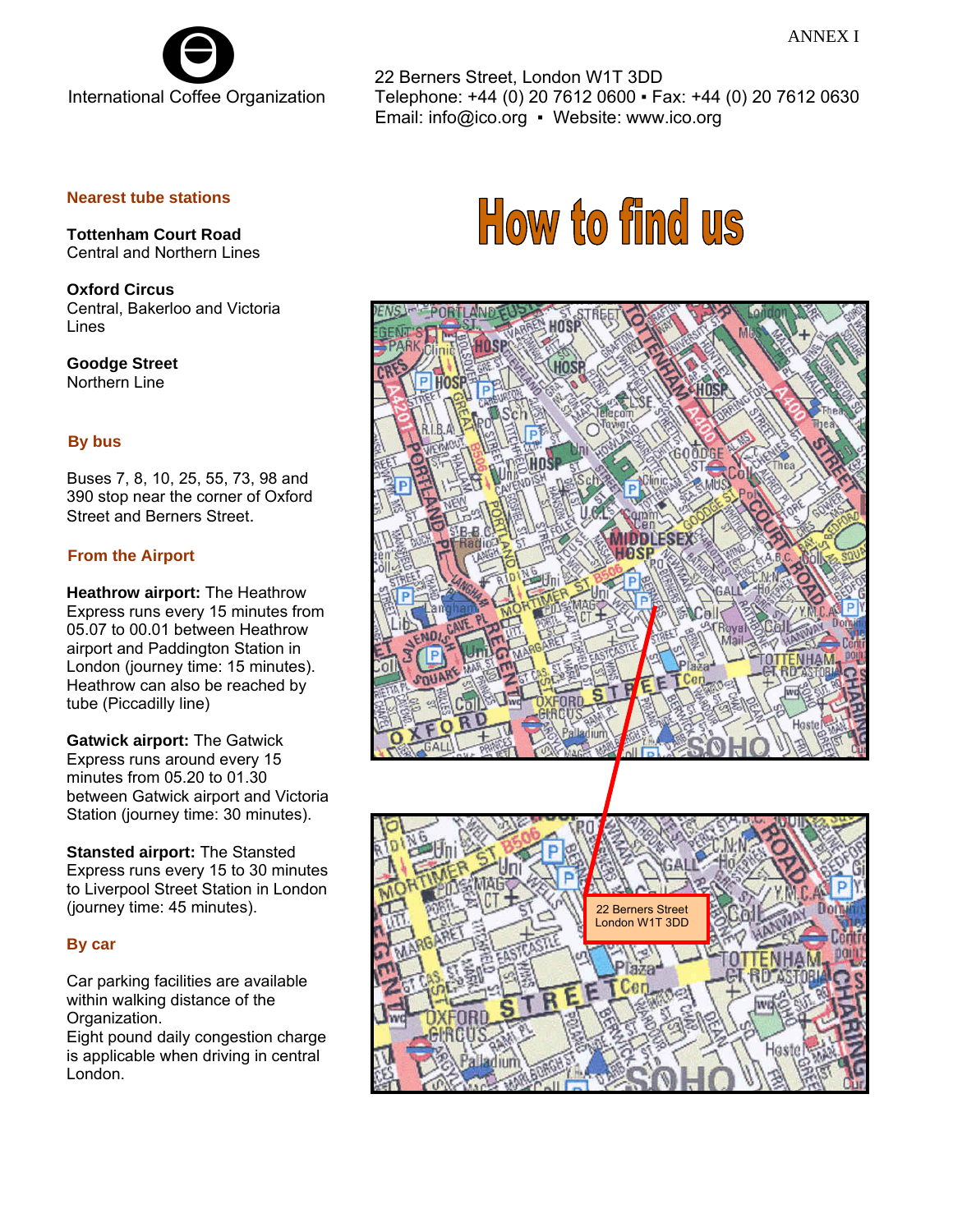ANNEX I

International Coffee Organization

22 Berners Street, London W1T 3DD
Telephone: +44 (0) 20 7612 0600 ▪ Fax: +44 (0) 20 7612 0630
Email: info@ico.org ▪ Website: www.ico.org

# How to find us

## Nearest tube stations

**Tottenham Court Road**
Central and Northern Lines

**Oxford Circus**
Central, Bakerloo and Victoria Lines

**Goodge Street**
Northern Line

## By bus

Buses 7, 8, 10, 25, 55, 73, 98 and 390 stop near the corner of Oxford Street and Berners Street.

## From the Airport

**Heathrow airport:** The Heathrow Express runs every 15 minutes from 05.07 to 00.01 between Heathrow airport and Paddington Station in London (journey time: 15 minutes). Heathrow can also be reached by tube (Piccadilly line)

**Gatwick airport:** The Gatwick Express runs around every 15 minutes from 05.20 to 01.30 between Gatwick airport and Victoria Station (journey time: 30 minutes).

**Stansted airport:** The Stansted Express runs every 15 to 30 minutes to Liverpool Street Station in London (journey time: 45 minutes).

## By car

Car parking facilities are available within walking distance of the Organization.
Eight pound daily congestion charge is applicable when driving in central London.

22 Berners Street
London W1T 3DD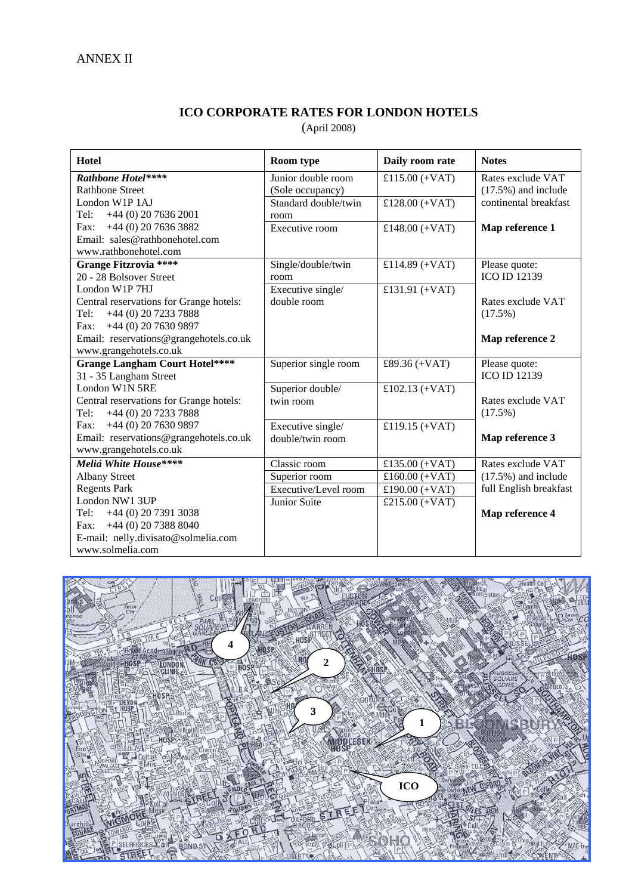ANNEX II

## ICO CORPORATE RATES FOR LONDON HOTELS

(April 2008)

| Hotel | Room type | Daily room rate | Notes |
|---|---|---|---|
| ***Rathbone Hotel******<br>Rathbone Street<br>London W1P 1AJ<br>Tel: +44 (0) 20 7636 2001<br>Fax: +44 (0) 20 7636 3882<br>Email: sales@rathbonehotel.com<br>www.rathbonehotel.com | Junior double room (Sole occupancy)<br>Standard double/twin room<br>Executive room | £115.00 (+VAT)<br>£128.00 (+VAT)<br>£148.00 (+VAT) | Rates exclude VAT (17.5%) and include continental breakfast<br>**Map reference 1** |
| **Grange Fitzrovia ******<br>20 - 28 Bolsover Street<br>London W1P 7HJ<br>Central reservations for Grange hotels:<br>Tel: +44 (0) 20 7233 7888<br>Fax: +44 (0) 20 7630 9897<br>Email: reservations@grangehotels.co.uk<br>www.grangehotels.co.uk | Single/double/twin room<br>Executive single/ double room | £114.89 (+VAT)<br>£131.91 (+VAT) | Please quote: ICO ID 12139<br>Rates exclude VAT (17.5%)<br>**Map reference 2** |
| **Grange Langham Court Hotel******<br>31 - 35 Langham Street<br>London W1N 5RE<br>Central reservations for Grange hotels:<br>Tel: +44 (0) 20 7233 7888<br>Fax: +44 (0) 20 7630 9897<br>Email: reservations@grangehotels.co.uk<br>www.grangehotels.co.uk | Superior single room<br>Superior double/ twin room<br>Executive single/ double/twin room | £89.36 (+VAT)<br>£102.13 (+VAT)<br>£119.15 (+VAT) | Please quote: ICO ID 12139<br>Rates exclude VAT (17.5%)<br>**Map reference 3** |
| ***Meliá White House******<br>Albany Street<br>Regents Park<br>London NW1 3UP<br>Tel: +44 (0) 20 7391 3038<br>Fax: +44 (0) 20 7388 8040<br>E-mail: nelly.divisato@solmelia.com<br>www.solmelia.com | Classic room<br>Superior room<br>Executive/Level room<br>Junior Suite | £135.00 (+VAT)<br>£160.00 (+VAT)<br>£190.00 (+VAT)<br>£215.00 (+VAT) | Rates exclude VAT (17.5%) and include full English breakfast<br>**Map reference 4** |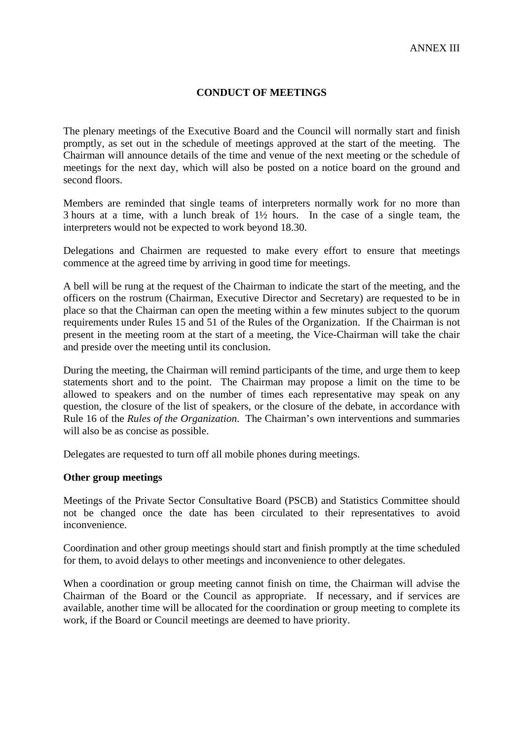ANNEX III

# CONDUCT OF MEETINGS

The plenary meetings of the Executive Board and the Council will normally start and finish promptly, as set out in the schedule of meetings approved at the start of the meeting. The Chairman will announce details of the time and venue of the next meeting or the schedule of meetings for the next day, which will also be posted on a notice board on the ground and second floors.

Members are reminded that single teams of interpreters normally work for no more than 3 hours at a time, with a lunch break of 1½ hours. In the case of a single team, the interpreters would not be expected to work beyond 18.30.

Delegations and Chairmen are requested to make every effort to ensure that meetings commence at the agreed time by arriving in good time for meetings.

A bell will be rung at the request of the Chairman to indicate the start of the meeting, and the officers on the rostrum (Chairman, Executive Director and Secretary) are requested to be in place so that the Chairman can open the meeting within a few minutes subject to the quorum requirements under Rules 15 and 51 of the Rules of the Organization. If the Chairman is not present in the meeting room at the start of a meeting, the Vice-Chairman will take the chair and preside over the meeting until its conclusion.

During the meeting, the Chairman will remind participants of the time, and urge them to keep statements short and to the point. The Chairman may propose a limit on the time to be allowed to speakers and on the number of times each representative may speak on any question, the closure of the list of speakers, or the closure of the debate, in accordance with Rule 16 of the *Rules of the Organization*. The Chairman's own interventions and summaries will also be as concise as possible.

Delegates are requested to turn off all mobile phones during meetings.

**Other group meetings**

Meetings of the Private Sector Consultative Board (PSCB) and Statistics Committee should not be changed once the date has been circulated to their representatives to avoid inconvenience.

Coordination and other group meetings should start and finish promptly at the time scheduled for them, to avoid delays to other meetings and inconvenience to other delegates.

When a coordination or group meeting cannot finish on time, the Chairman will advise the Chairman of the Board or the Council as appropriate. If necessary, and if services are available, another time will be allocated for the coordination or group meeting to complete its work, if the Board or Council meetings are deemed to have priority.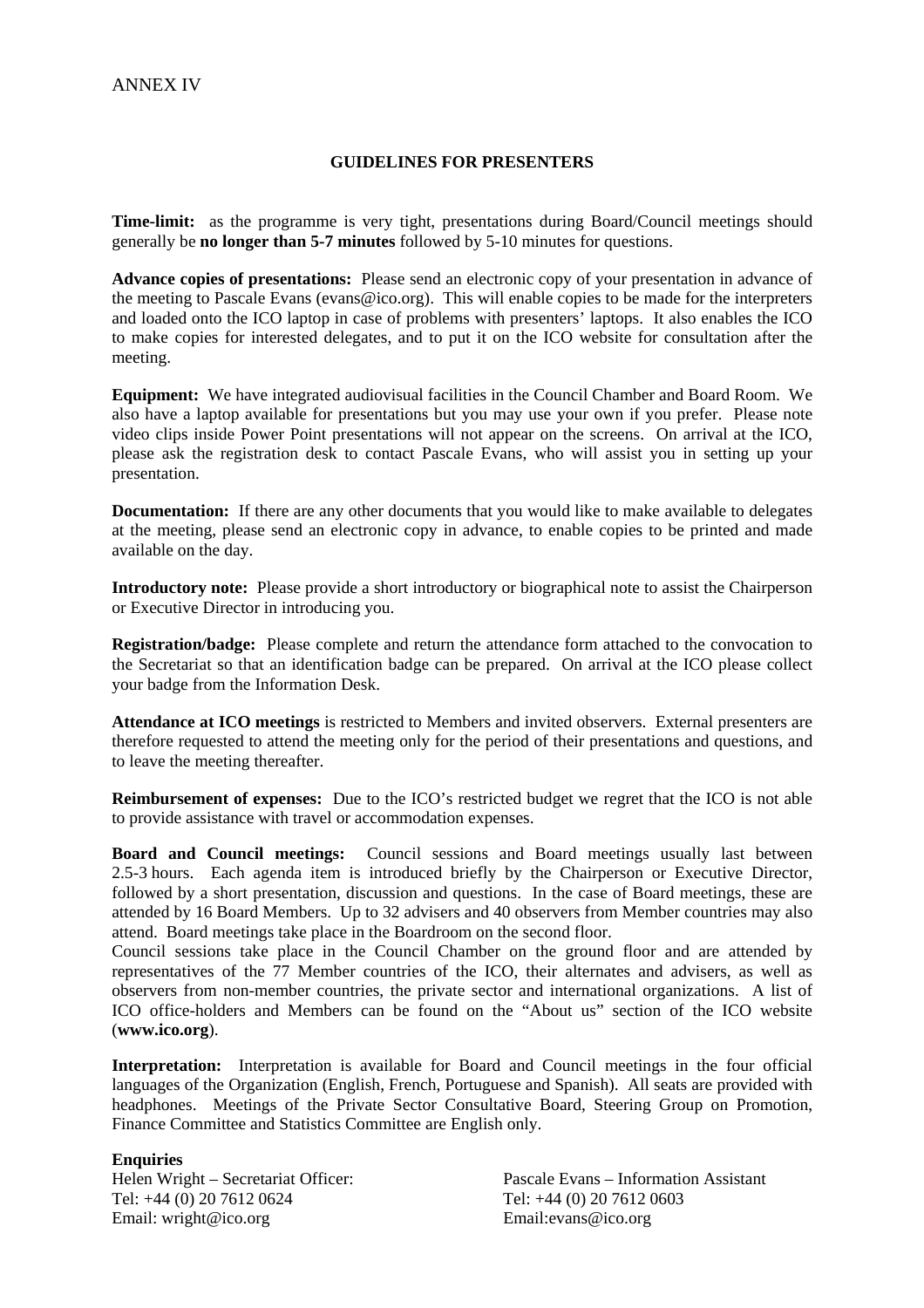ANNEX IV

## GUIDELINES FOR PRESENTERS

**Time-limit:** as the programme is very tight, presentations during Board/Council meetings should generally be **no longer than 5-7 minutes** followed by 5-10 minutes for questions.

**Advance copies of presentations:** Please send an electronic copy of your presentation in advance of the meeting to Pascale Evans (evans@ico.org). This will enable copies to be made for the interpreters and loaded onto the ICO laptop in case of problems with presenters' laptops. It also enables the ICO to make copies for interested delegates, and to put it on the ICO website for consultation after the meeting.

**Equipment:** We have integrated audiovisual facilities in the Council Chamber and Board Room. We also have a laptop available for presentations but you may use your own if you prefer. Please note video clips inside Power Point presentations will not appear on the screens. On arrival at the ICO, please ask the registration desk to contact Pascale Evans, who will assist you in setting up your presentation.

**Documentation:** If there are any other documents that you would like to make available to delegates at the meeting, please send an electronic copy in advance, to enable copies to be printed and made available on the day.

**Introductory note:** Please provide a short introductory or biographical note to assist the Chairperson or Executive Director in introducing you.

**Registration/badge:** Please complete and return the attendance form attached to the convocation to the Secretariat so that an identification badge can be prepared. On arrival at the ICO please collect your badge from the Information Desk.

**Attendance at ICO meetings** is restricted to Members and invited observers. External presenters are therefore requested to attend the meeting only for the period of their presentations and questions, and to leave the meeting thereafter.

**Reimbursement of expenses:** Due to the ICO's restricted budget we regret that the ICO is not able to provide assistance with travel or accommodation expenses.

**Board and Council meetings:** Council sessions and Board meetings usually last between 2.5-3 hours. Each agenda item is introduced briefly by the Chairperson or Executive Director, followed by a short presentation, discussion and questions. In the case of Board meetings, these are attended by 16 Board Members. Up to 32 advisers and 40 observers from Member countries may also attend. Board meetings take place in the Boardroom on the second floor.
Council sessions take place in the Council Chamber on the ground floor and are attended by representatives of the 77 Member countries of the ICO, their alternates and advisers, as well as observers from non-member countries, the private sector and international organizations. A list of ICO office-holders and Members can be found on the "About us" section of the ICO website (**www.ico.org**).

**Interpretation:** Interpretation is available for Board and Council meetings in the four official languages of the Organization (English, French, Portuguese and Spanish). All seats are provided with headphones. Meetings of the Private Sector Consultative Board, Steering Group on Promotion, Finance Committee and Statistics Committee are English only.

**Enquiries**

Helen Wright – Secretariat Officer:
Tel: +44 (0) 20 7612 0624
Email: wright@ico.org

Pascale Evans – Information Assistant
Tel: +44 (0) 20 7612 0603
Email:evans@ico.org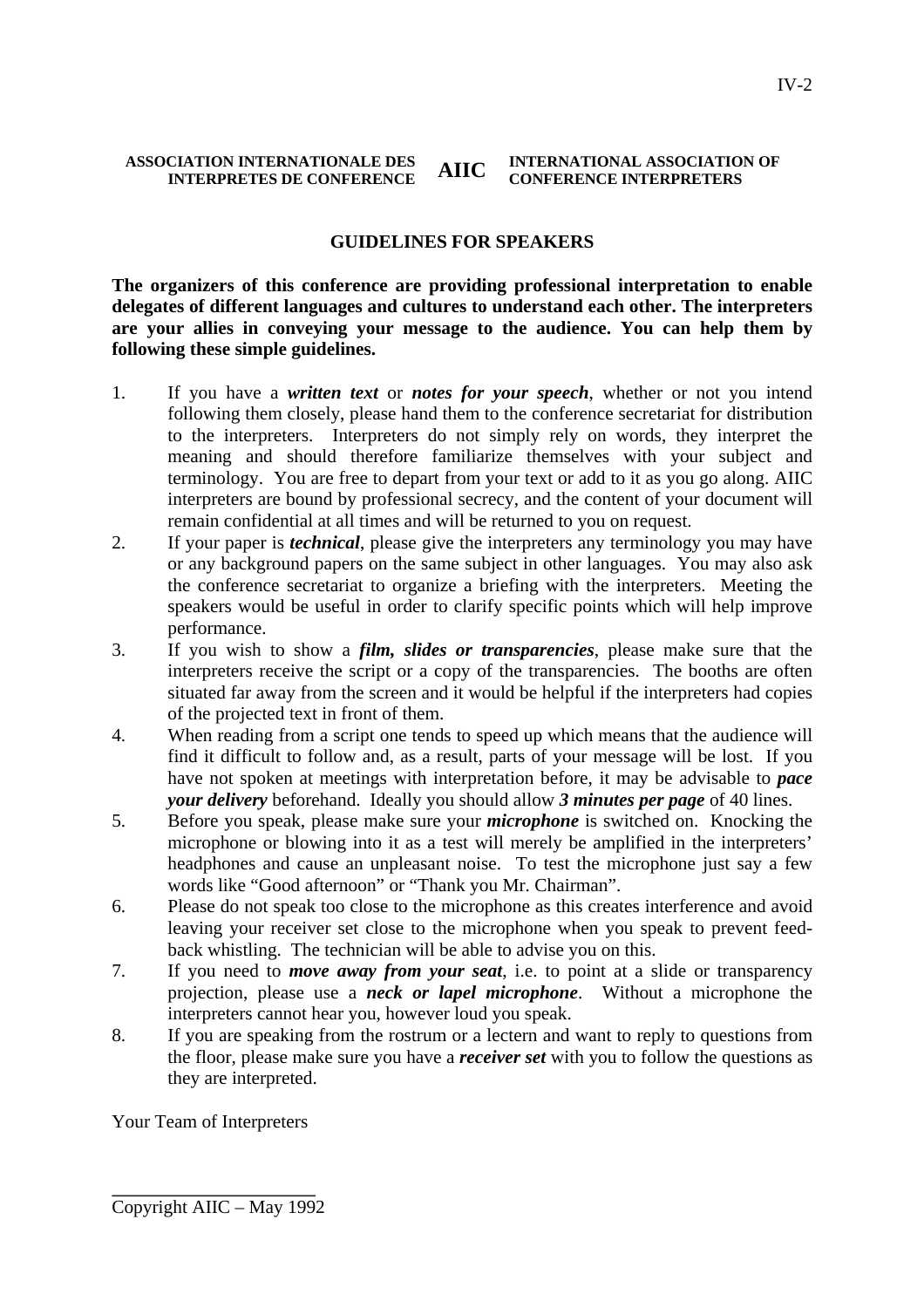**ASSOCIATION INTERNATIONALE DES INTERPRETES DE CONFERENCE** **AIIC** **INTERNATIONAL ASSOCIATION OF CONFERENCE INTERPRETERS**

## GUIDELINES FOR SPEAKERS

**The organizers of this conference are providing professional interpretation to enable delegates of different languages and cultures to understand each other. The interpreters are your allies in conveying your message to the audience. You can help them by following these simple guidelines.**

1. If you have a ***written text*** or ***notes for your speech***, whether or not you intend following them closely, please hand them to the conference secretariat for distribution to the interpreters. Interpreters do not simply rely on words, they interpret the meaning and should therefore familiarize themselves with your subject and terminology. You are free to depart from your text or add to it as you go along. AIIC interpreters are bound by professional secrecy, and the content of your document will remain confidential at all times and will be returned to you on request.
2. If your paper is ***technical***, please give the interpreters any terminology you may have or any background papers on the same subject in other languages. You may also ask the conference secretariat to organize a briefing with the interpreters. Meeting the speakers would be useful in order to clarify specific points which will help improve performance.
3. If you wish to show a ***film, slides or transparencies***, please make sure that the interpreters receive the script or a copy of the transparencies. The booths are often situated far away from the screen and it would be helpful if the interpreters had copies of the projected text in front of them.
4. When reading from a script one tends to speed up which means that the audience will find it difficult to follow and, as a result, parts of your message will be lost. If you have not spoken at meetings with interpretation before, it may be advisable to ***pace your delivery*** beforehand. Ideally you should allow ***3 minutes per page*** of 40 lines.
5. Before you speak, please make sure your ***microphone*** is switched on. Knocking the microphone or blowing into it as a test will merely be amplified in the interpreters' headphones and cause an unpleasant noise. To test the microphone just say a few words like "Good afternoon" or "Thank you Mr. Chairman".
6. Please do not speak too close to the microphone as this creates interference and avoid leaving your receiver set close to the microphone when you speak to prevent feed-back whistling. The technician will be able to advise you on this.
7. If you need to ***move away from your seat***, i.e. to point at a slide or transparency projection, please use a ***neck or lapel microphone***. Without a microphone the interpreters cannot hear you, however loud you speak.
8. If you are speaking from the rostrum or a lectern and want to reply to questions from the floor, please make sure you have a ***receiver set*** with you to follow the questions as they are interpreted.

Your Team of Interpreters

Copyright AIIC – May 1992